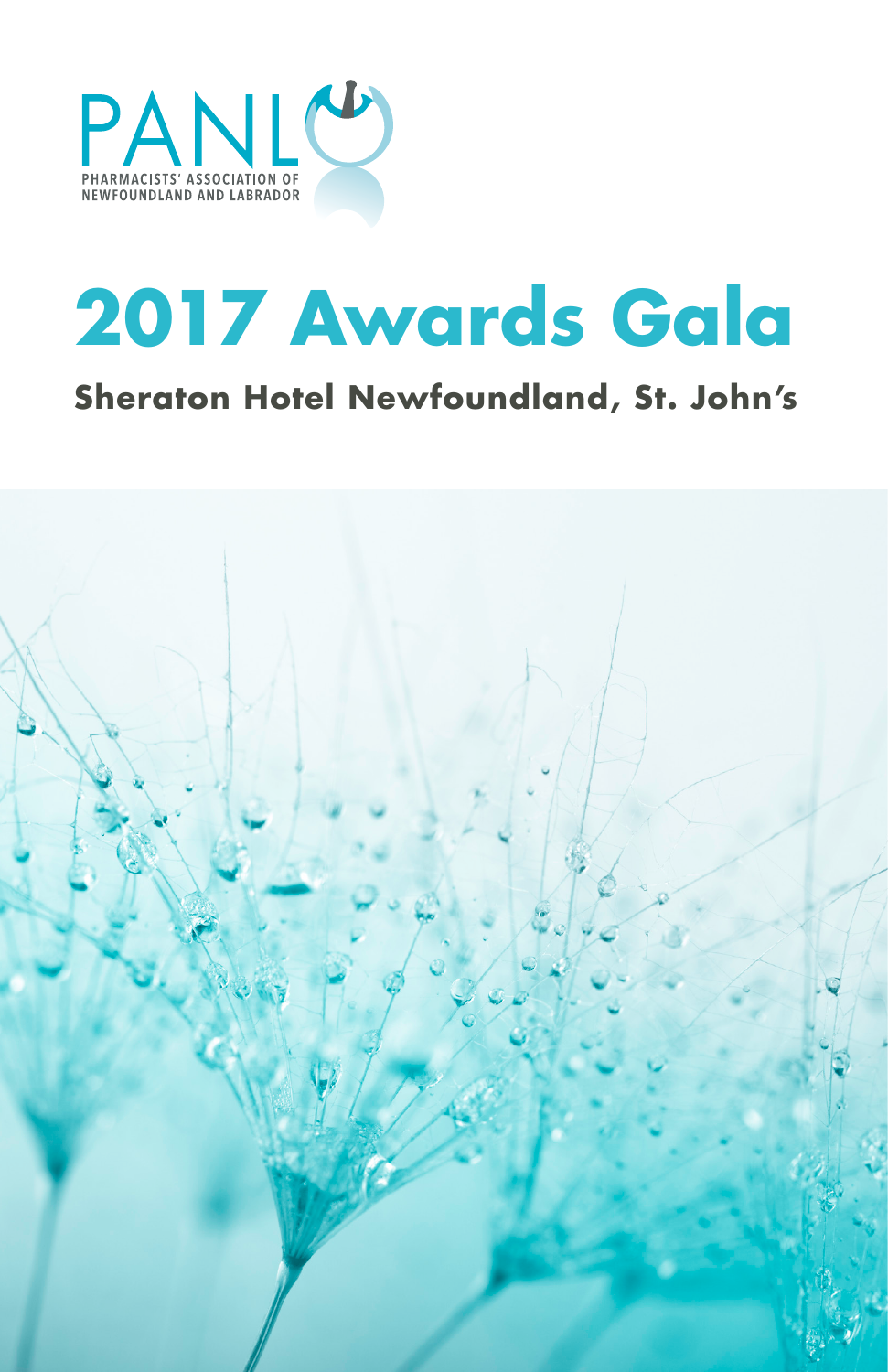PANL

PHARMACISTS' ASSOCIATION OF NEWFOUNDLAND AND LABRADOR

# 2017 Awards Gala

## Sheraton Hotel Newfoundland, St. John's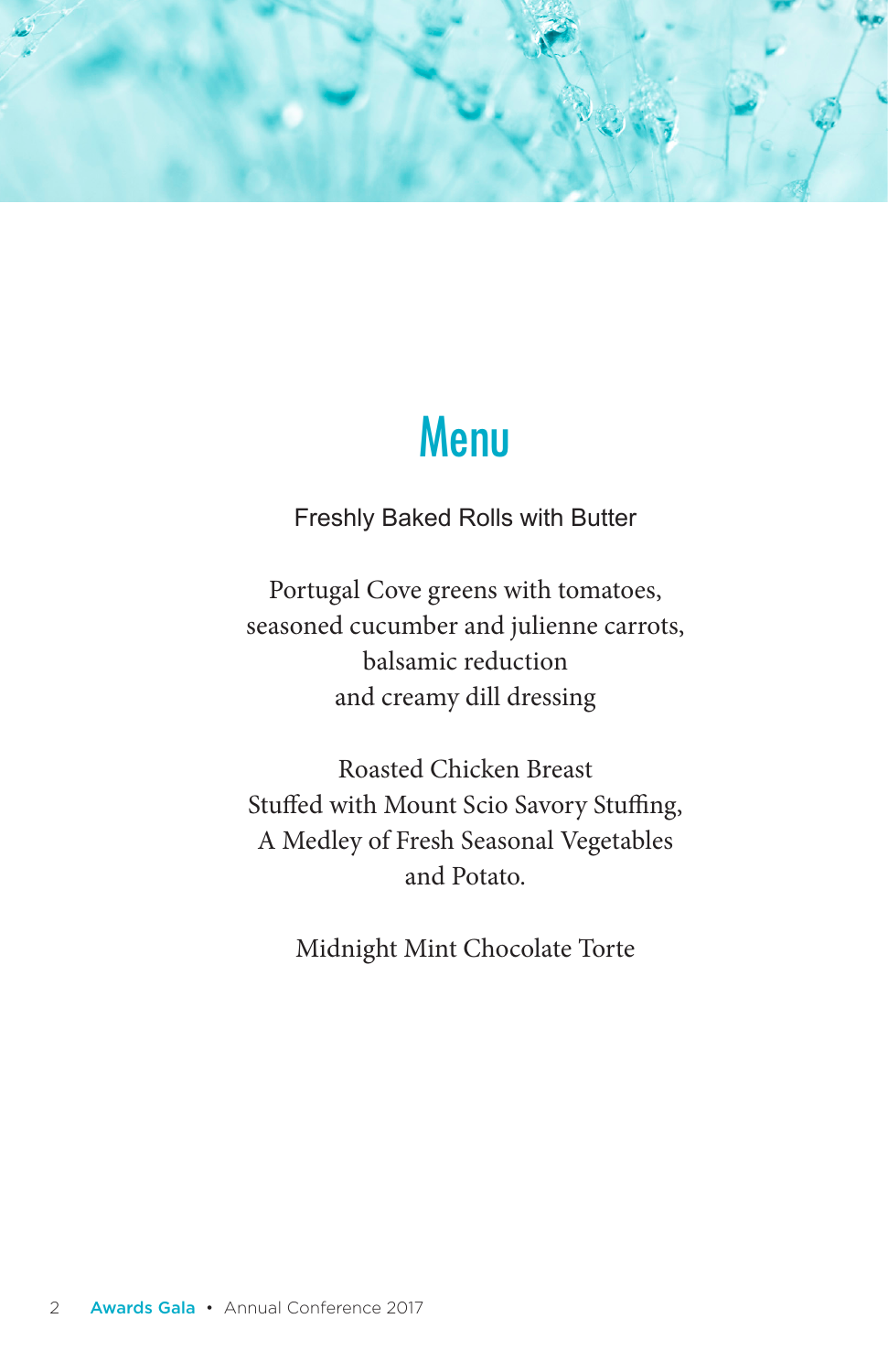# Menu

Freshly Baked Rolls with Butter

Portugal Cove greens with tomatoes,
seasoned cucumber and julienne carrots,
balsamic reduction
and creamy dill dressing

Roasted Chicken Breast
Stuffed with Mount Scio Savory Stuffing,
A Medley of Fresh Seasonal Vegetables
and Potato.

Midnight Mint Chocolate Torte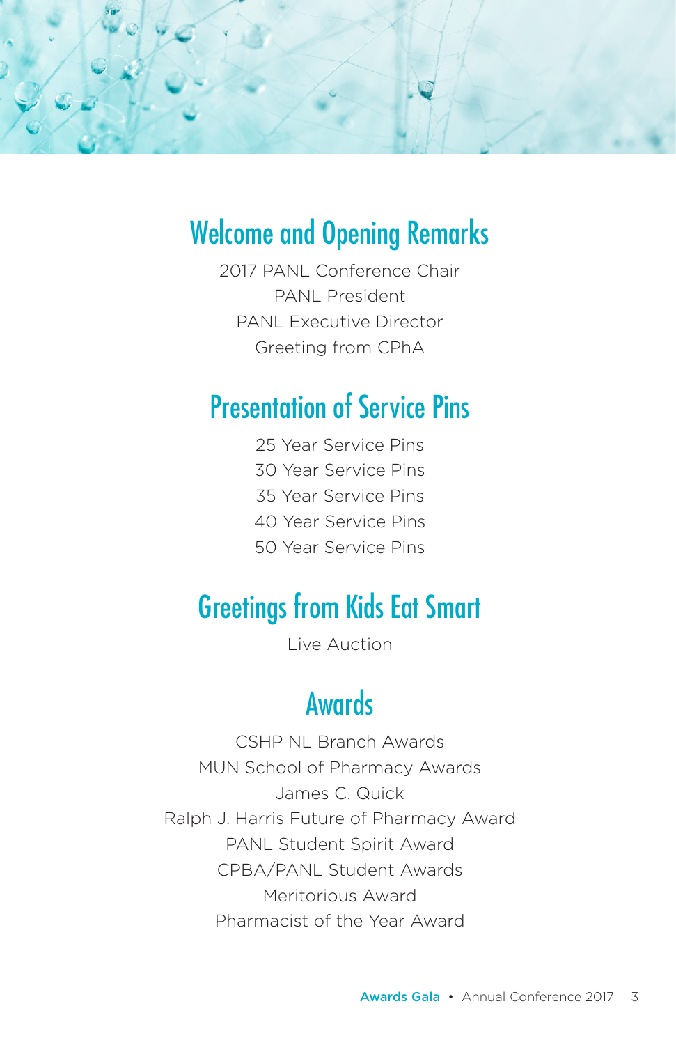## Welcome and Opening Remarks

2017 PANL Conference Chair
PANL President
PANL Executive Director
Greeting from CPhA

## Presentation of Service Pins

25 Year Service Pins
30 Year Service Pins
35 Year Service Pins
40 Year Service Pins
50 Year Service Pins

## Greetings from Kids Eat Smart

Live Auction

## Awards

CSHP NL Branch Awards
MUN School of Pharmacy Awards
James C. Quick
Ralph J. Harris Future of Pharmacy Award
PANL Student Spirit Award
CPBA/PANL Student Awards
Meritorious Award
Pharmacist of the Year Award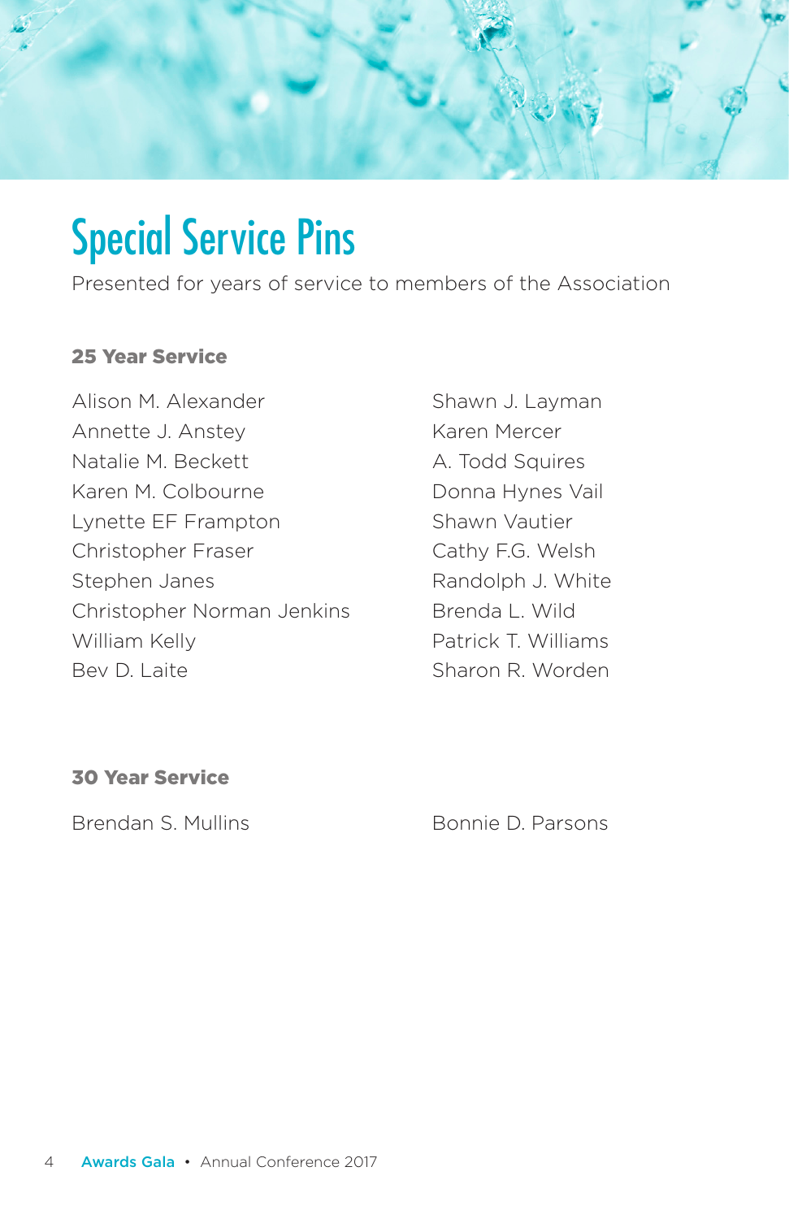# Special Service Pins

Presented for years of service to members of the Association

### 25 Year Service

Alison M. Alexander
Annette J. Anstey
Natalie M. Beckett
Karen M. Colbourne
Lynette EF Frampton
Christopher Fraser
Stephen Janes
Christopher Norman Jenkins
William Kelly
Bev D. Laite
Shawn J. Layman
Karen Mercer
A. Todd Squires
Donna Hynes Vail
Shawn Vautier
Cathy F.G. Welsh
Randolph J. White
Brenda L. Wild
Patrick T. Williams
Sharon R. Worden

### 30 Year Service

Brendan S. Mullins
Bonnie D. Parsons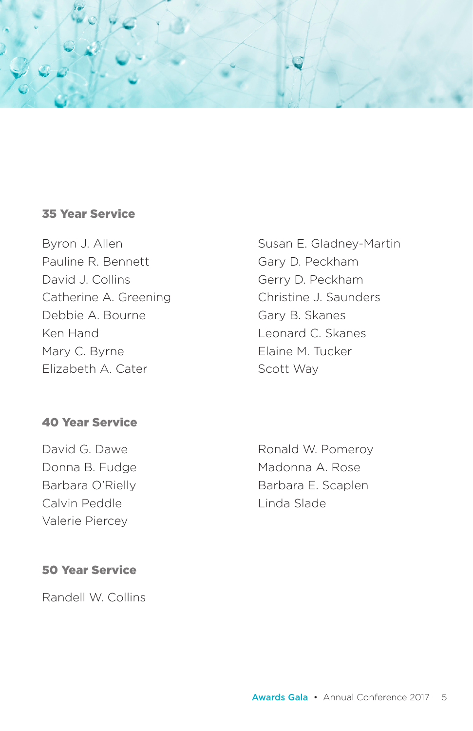### 35 Year Service

Byron J. Allen
Pauline R. Bennett
David J. Collins
Catherine A. Greening
Debbie A. Bourne
Ken Hand
Mary C. Byrne
Elizabeth A. Cater
Susan E. Gladney-Martin
Gary D. Peckham
Gerry D. Peckham
Christine J. Saunders
Gary B. Skanes
Leonard C. Skanes
Elaine M. Tucker
Scott Way

### 40 Year Service

David G. Dawe
Donna B. Fudge
Barbara O'Rielly
Calvin Peddle
Valerie Piercey
Ronald W. Pomeroy
Madonna A. Rose
Barbara E. Scaplen
Linda Slade

### 50 Year Service

Randell W. Collins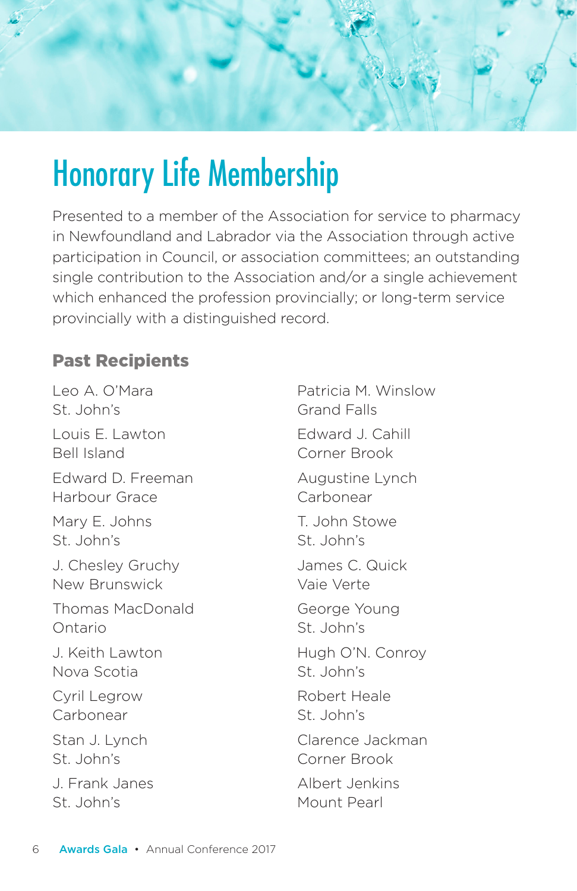# Honorary Life Membership

Presented to a member of the Association for service to pharmacy in Newfoundland and Labrador via the Association through active participation in Council, or association committees; an outstanding single contribution to the Association and/or a single achievement which enhanced the profession provincially; or long-term service provincially with a distinguished record.

## Past Recipients

Leo A. O'Mara
St. John's

Louis E. Lawton
Bell Island

Edward D. Freeman
Harbour Grace

Mary E. Johns
St. John's

J. Chesley Gruchy
New Brunswick

Thomas MacDonald
Ontario

J. Keith Lawton
Nova Scotia

Cyril Legrow
Carbonear

Stan J. Lynch
St. John's

J. Frank Janes
St. John's

Patricia M. Winslow
Grand Falls

Edward J. Cahill
Corner Brook

Augustine Lynch
Carbonear

T. John Stowe
St. John's

James C. Quick
Vaie Verte

George Young
St. John's

Hugh O'N. Conroy
St. John's

Robert Heale
St. John's

Clarence Jackman
Corner Brook

Albert Jenkins
Mount Pearl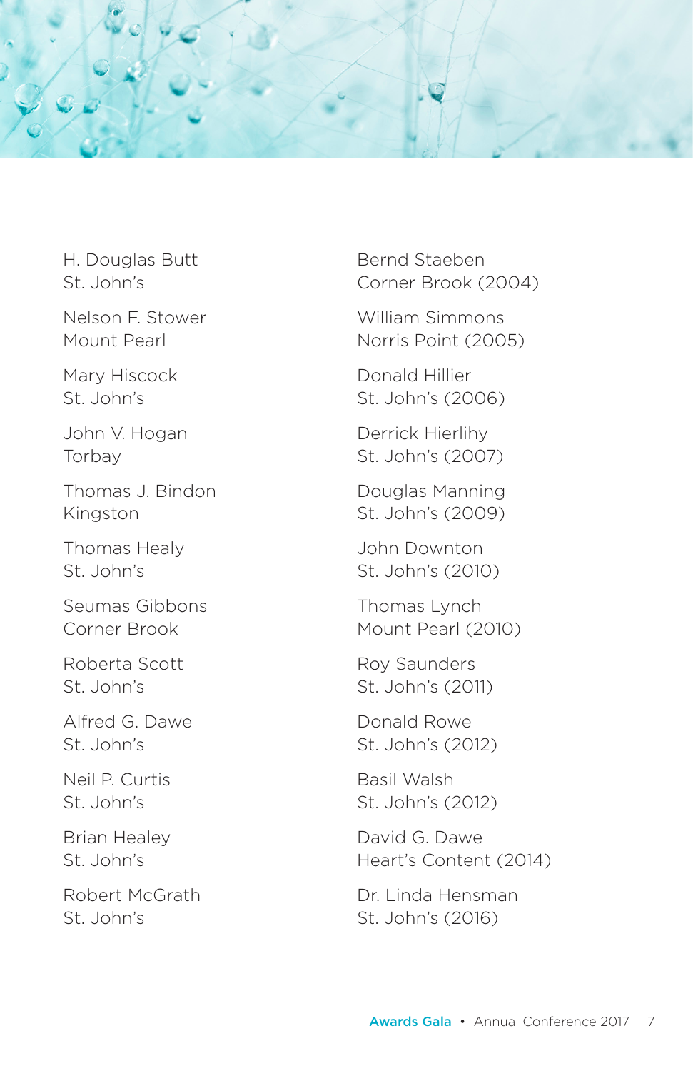H. Douglas Butt
St. John's

Nelson F. Stower
Mount Pearl

Mary Hiscock
St. John's

John V. Hogan
Torbay

Thomas J. Bindon
Kingston

Thomas Healy
St. John's

Seumas Gibbons
Corner Brook

Roberta Scott
St. John's

Alfred G. Dawe
St. John's

Neil P. Curtis
St. John's

Brian Healey
St. John's

Robert McGrath
St. John's

Bernd Staeben
Corner Brook (2004)

William Simmons
Norris Point (2005)

Donald Hillier
St. John's (2006)

Derrick Hierlihy
St. John's (2007)

Douglas Manning
St. John's (2009)

John Downton
St. John's (2010)

Thomas Lynch
Mount Pearl (2010)

Roy Saunders
St. John's (2011)

Donald Rowe
St. John's (2012)

Basil Walsh
St. John's (2012)

David G. Dawe
Heart's Content (2014)

Dr. Linda Hensman
St. John's (2016)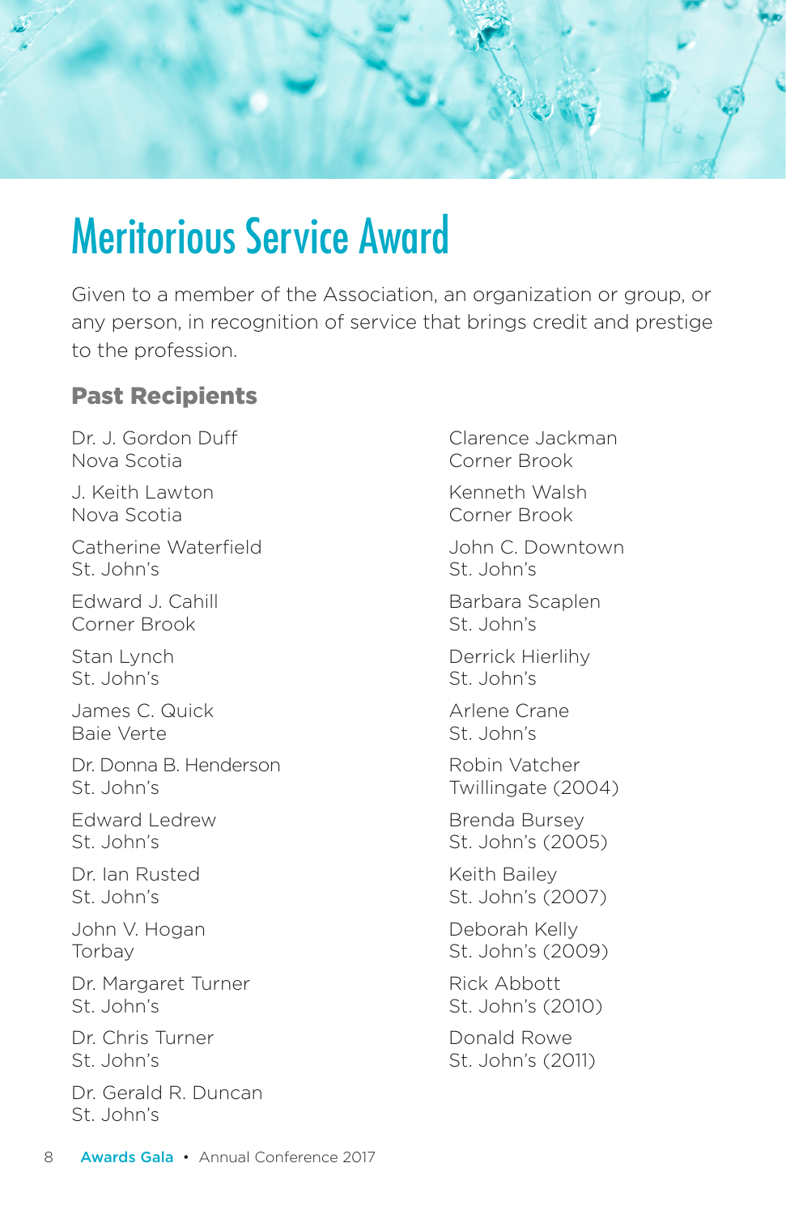# Meritorious Service Award

Given to a member of the Association, an organization or group, or any person, in recognition of service that brings credit and prestige to the profession.

### Past Recipients

Dr. J. Gordon Duff
Nova Scotia

J. Keith Lawton
Nova Scotia

Catherine Waterfield
St. John's

Edward J. Cahill
Corner Brook

Stan Lynch
St. John's

James C. Quick
Baie Verte

Dr. Donna B. Henderson
St. John's

Edward Ledrew
St. John's

Dr. Ian Rusted
St. John's

John V. Hogan
Torbay

Dr. Margaret Turner
St. John's

Dr. Chris Turner
St. John's

Dr. Gerald R. Duncan
St. John's

Clarence Jackman
Corner Brook

Kenneth Walsh
Corner Brook

John C. Downtown
St. John's

Barbara Scaplen
St. John's

Derrick Hierlihy
St. John's

Arlene Crane
St. John's

Robin Vatcher
Twillingate (2004)

Brenda Bursey
St. John's (2005)

Keith Bailey
St. John's (2007)

Deborah Kelly
St. John's (2009)

Rick Abbott
St. John's (2010)

Donald Rowe
St. John's (2011)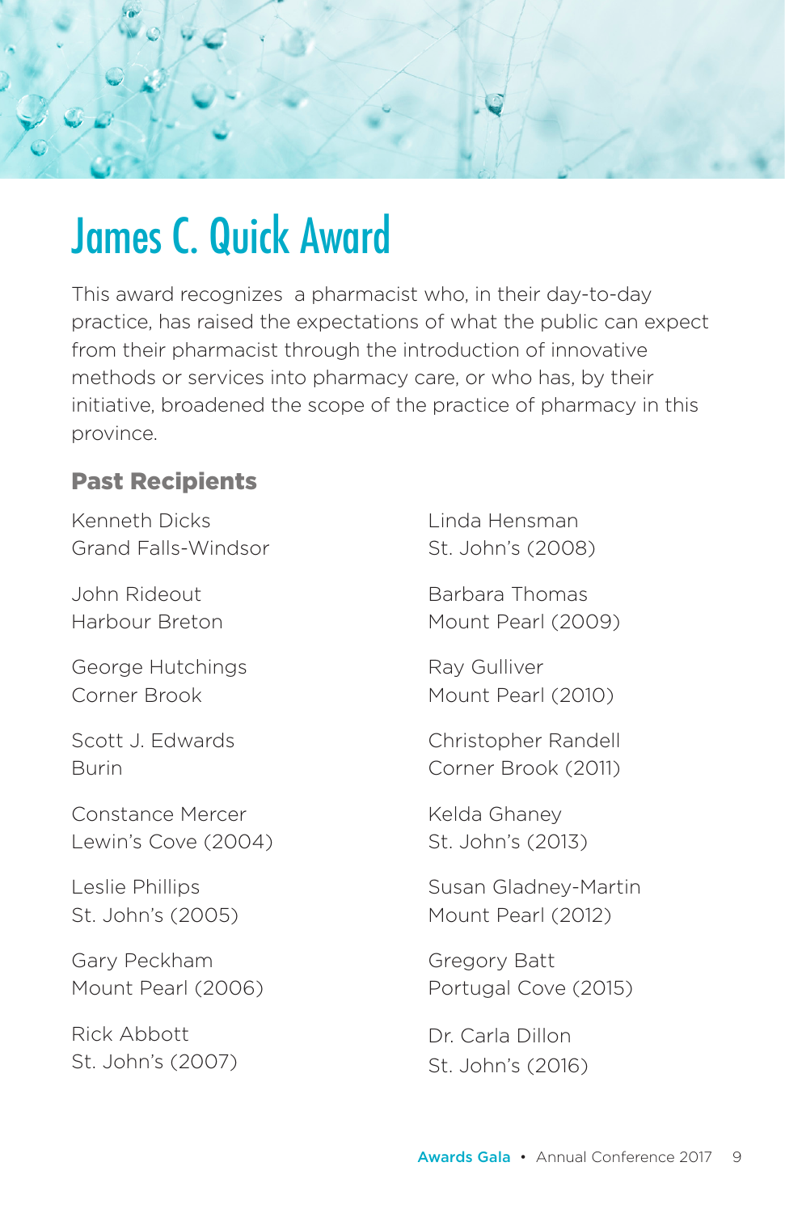# James C. Quick Award

This award recognizes a pharmacist who, in their day-to-day practice, has raised the expectations of what the public can expect from their pharmacist through the introduction of innovative methods or services into pharmacy care, or who has, by their initiative, broadened the scope of the practice of pharmacy in this province.

## Past Recipients

Kenneth Dicks
Grand Falls-Windsor

John Rideout
Harbour Breton

George Hutchings
Corner Brook

Scott J. Edwards
Burin

Constance Mercer
Lewin's Cove (2004)

Leslie Phillips
St. John's (2005)

Gary Peckham
Mount Pearl (2006)

Rick Abbott
St. John's (2007)

Linda Hensman
St. John's (2008)

Barbara Thomas
Mount Pearl (2009)

Ray Gulliver
Mount Pearl (2010)

Christopher Randell
Corner Brook (2011)

Kelda Ghaney
St. John's (2013)

Susan Gladney-Martin
Mount Pearl (2012)

Gregory Batt
Portugal Cove (2015)

Dr. Carla Dillon
St. John's (2016)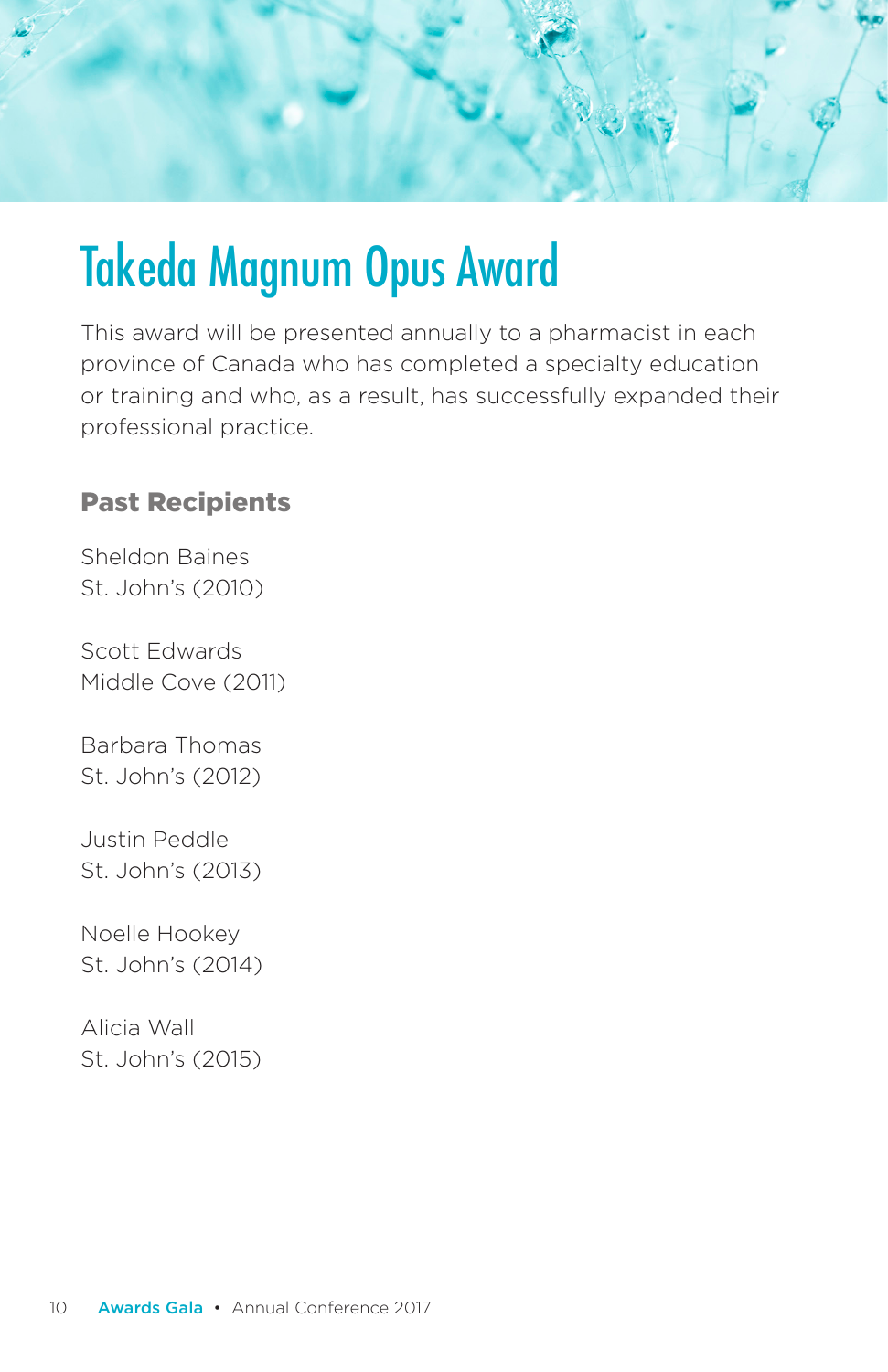# Takeda Magnum Opus Award

This award will be presented annually to a pharmacist in each province of Canada who has completed a specialty education or training and who, as a result, has successfully expanded their professional practice.

### Past Recipients

Sheldon Baines  
St. John's (2010)

Scott Edwards  
Middle Cove (2011)

Barbara Thomas  
St. John's (2012)

Justin Peddle  
St. John's (2013)

Noelle Hookey  
St. John's (2014)

Alicia Wall  
St. John's (2015)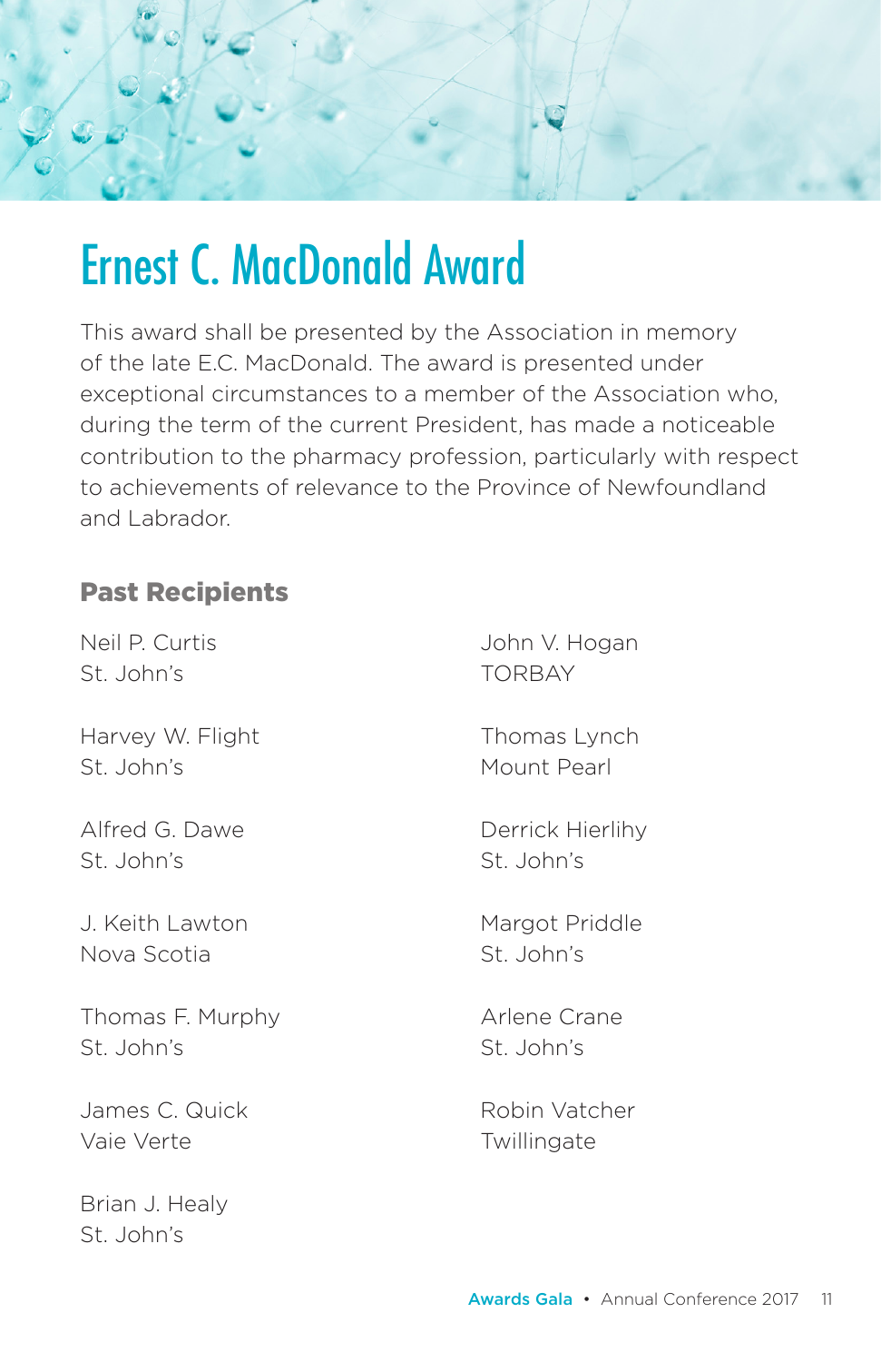# Ernest C. MacDonald Award

This award shall be presented by the Association in memory of the late E.C. MacDonald. The award is presented under exceptional circumstances to a member of the Association who, during the term of the current President, has made a noticeable contribution to the pharmacy profession, particularly with respect to achievements of relevance to the Province of Newfoundland and Labrador.

## Past Recipients

Neil P. Curtis
St. John's

Harvey W. Flight
St. John's

Alfred G. Dawe
St. John's

J. Keith Lawton
Nova Scotia

Thomas F. Murphy
St. John's

James C. Quick
Vaie Verte

Brian J. Healy
St. John's

John V. Hogan
TORBAY

Thomas Lynch
Mount Pearl

Derrick Hierlihy
St. John's

Margot Priddle
St. John's

Arlene Crane
St. John's

Robin Vatcher
Twillingate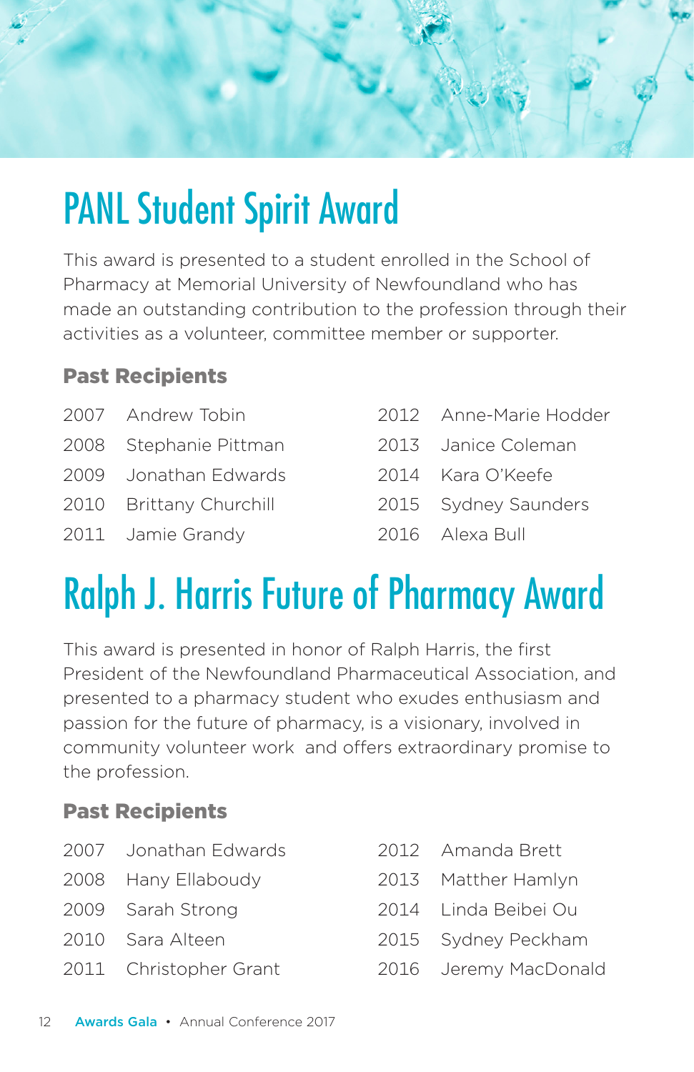# PANL Student Spirit Award

This award is presented to a student enrolled in the School of Pharmacy at Memorial University of Newfoundland who has made an outstanding contribution to the profession through their activities as a volunteer, committee member or supporter.

### Past Recipients

2007 Andrew Tobin
2008 Stephanie Pittman
2009 Jonathan Edwards
2010 Brittany Churchill
2011 Jamie Grandy
2012 Anne-Marie Hodder
2013 Janice Coleman
2014 Kara O'Keefe
2015 Sydney Saunders
2016 Alexa Bull

# Ralph J. Harris Future of Pharmacy Award

This award is presented in honor of Ralph Harris, the first President of the Newfoundland Pharmaceutical Association, and presented to a pharmacy student who exudes enthusiasm and passion for the future of pharmacy, is a visionary, involved in community volunteer work and offers extraordinary promise to the profession.

### Past Recipients

2007 Jonathan Edwards
2008 Hany Ellaboudy
2009 Sarah Strong
2010 Sara Alteen
2011 Christopher Grant
2012 Amanda Brett
2013 Matther Hamlyn
2014 Linda Beibei Ou
2015 Sydney Peckham
2016 Jeremy MacDonald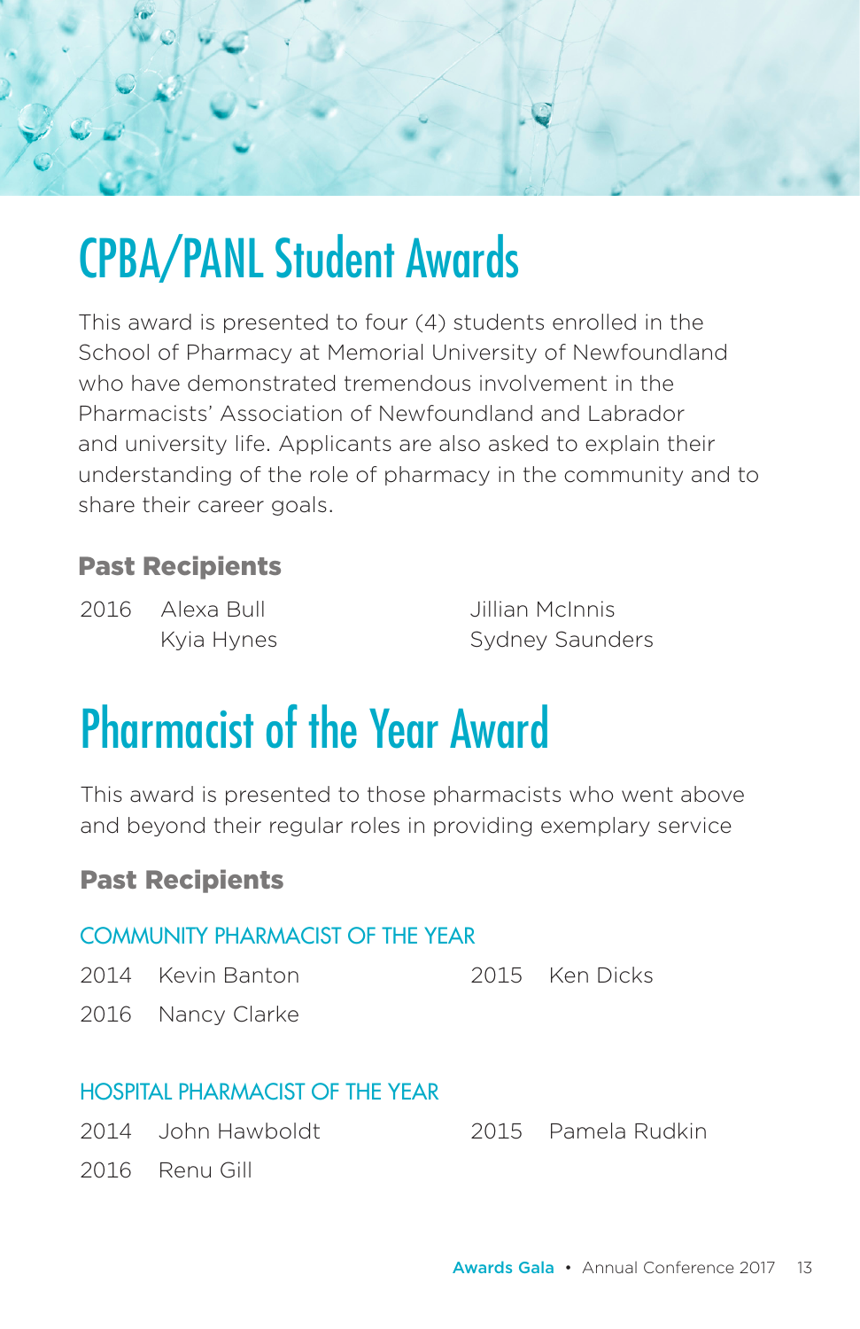# CPBA/PANL Student Awards

This award is presented to four (4) students enrolled in the School of Pharmacy at Memorial University of Newfoundland who have demonstrated tremendous involvement in the Pharmacists' Association of Newfoundland and Labrador and university life. Applicants are also asked to explain their understanding of the role of pharmacy in the community and to share their career goals.

### Past Recipients

2016 Alexa Bull, Kyia Hynes, Jillian McInnis, Sydney Saunders

# Pharmacist of the Year Award

This award is presented to those pharmacists who went above and beyond their regular roles in providing exemplary service

### Past Recipients

#### COMMUNITY PHARMACIST OF THE YEAR

2014 Kevin Banton

2015 Ken Dicks

2016 Nancy Clarke

#### HOSPITAL PHARMACIST OF THE YEAR

2014 John Hawboldt

2015 Pamela Rudkin

2016 Renu Gill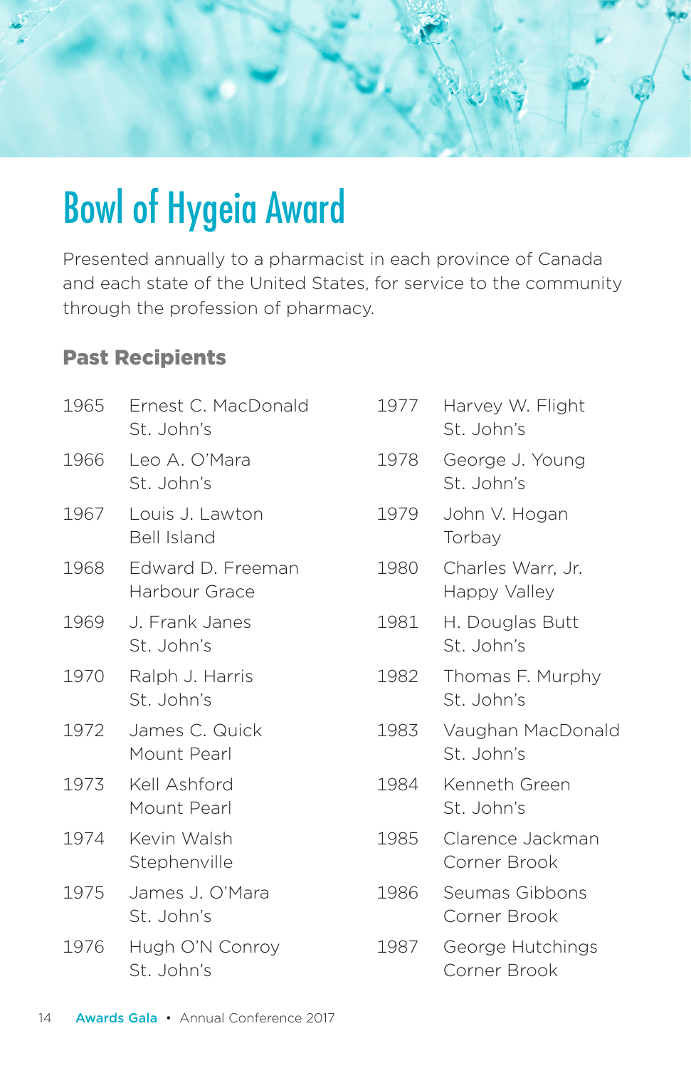# Bowl of Hygeia Award

Presented annually to a pharmacist in each province of Canada and each state of the United States, for service to the community through the profession of pharmacy.

### Past Recipients

| Year | Recipient |
|---|---|
| 1965 | Ernest C. MacDonald<br>St. John's |
| 1966 | Leo A. O'Mara<br>St. John's |
| 1967 | Louis J. Lawton<br>Bell Island |
| 1968 | Edward D. Freeman<br>Harbour Grace |
| 1969 | J. Frank Janes<br>St. John's |
| 1970 | Ralph J. Harris<br>St. John's |
| 1972 | James C. Quick<br>Mount Pearl |
| 1973 | Kell Ashford<br>Mount Pearl |
| 1974 | Kevin Walsh<br>Stephenville |
| 1975 | James J. O'Mara<br>St. John's |
| 1976 | Hugh O'N Conroy<br>St. John's |
| 1977 | Harvey W. Flight<br>St. John's |
| 1978 | George J. Young<br>St. John's |
| 1979 | John V. Hogan<br>Torbay |
| 1980 | Charles Warr, Jr.<br>Happy Valley |
| 1981 | H. Douglas Butt<br>St. John's |
| 1982 | Thomas F. Murphy<br>St. John's |
| 1983 | Vaughan MacDonald<br>St. John's |
| 1984 | Kenneth Green<br>St. John's |
| 1985 | Clarence Jackman<br>Corner Brook |
| 1986 | Seumas Gibbons<br>Corner Brook |
| 1987 | George Hutchings<br>Corner Brook |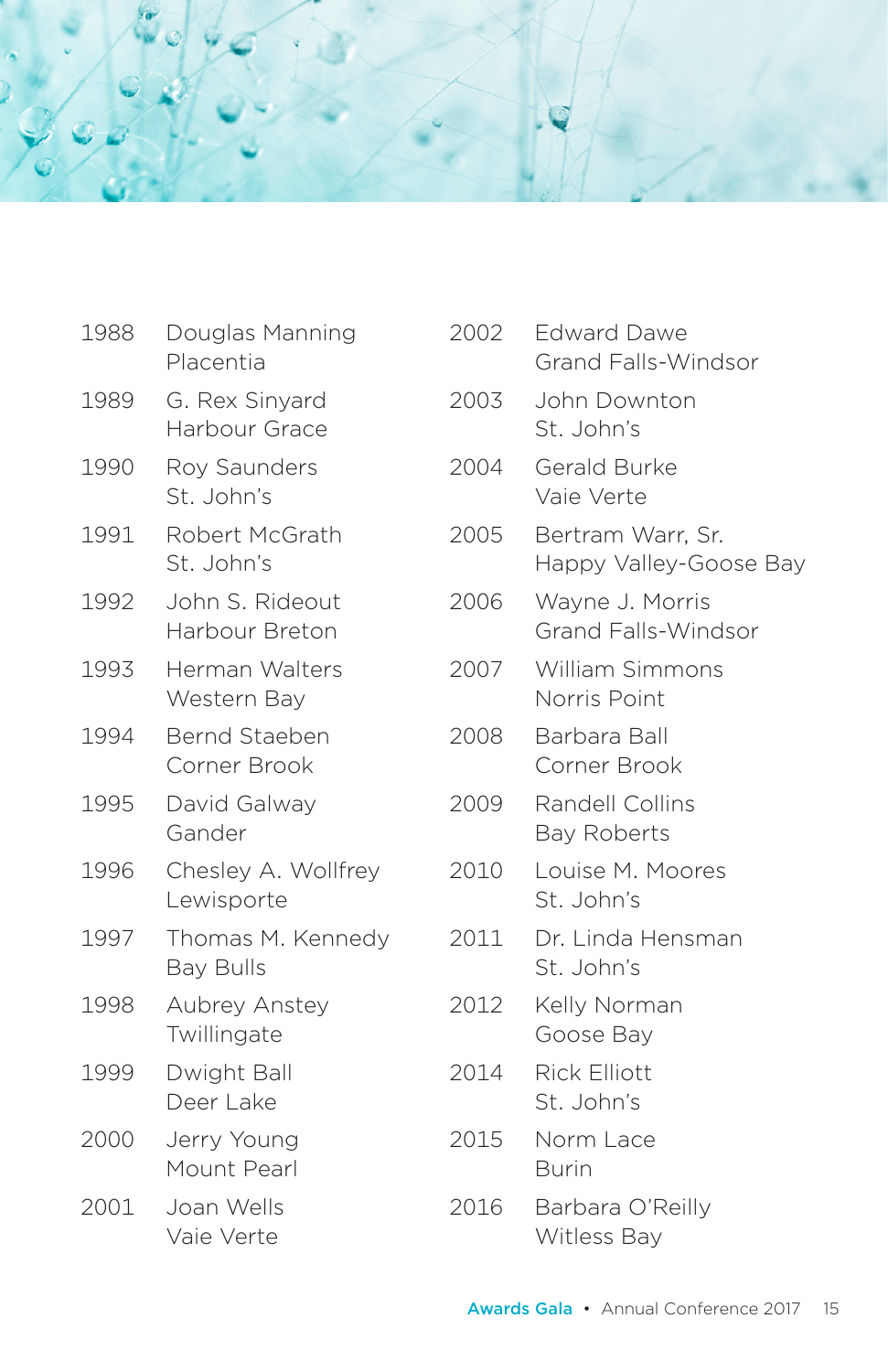1988 Douglas Manning
Placentia

1989 G. Rex Sinyard
Harbour Grace

1990 Roy Saunders
St. John's

1991 Robert McGrath
St. John's

1992 John S. Rideout
Harbour Breton

1993 Herman Walters
Western Bay

1994 Bernd Staeben
Corner Brook

1995 David Galway
Gander

1996 Chesley A. Wollfrey
Lewisporte

1997 Thomas M. Kennedy
Bay Bulls

1998 Aubrey Anstey
Twillingate

1999 Dwight Ball
Deer Lake

2000 Jerry Young
Mount Pearl

2001 Joan Wells
Vaie Verte

2002 Edward Dawe
Grand Falls-Windsor

2003 John Downton
St. John's

2004 Gerald Burke
Vaie Verte

2005 Bertram Warr, Sr.
Happy Valley-Goose Bay

2006 Wayne J. Morris
Grand Falls-Windsor

2007 William Simmons
Norris Point

2008 Barbara Ball
Corner Brook

2009 Randell Collins
Bay Roberts

2010 Louise M. Moores
St. John's

2011 Dr. Linda Hensman
St. John's

2012 Kelly Norman
Goose Bay

2014 Rick Elliott
St. John's

2015 Norm Lace
Burin

2016 Barbara O'Reilly
Witless Bay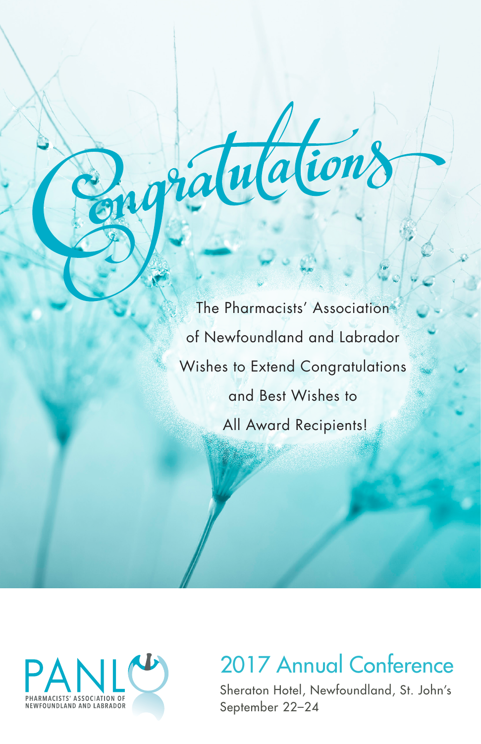# Congratulations

The Pharmacists' Association of Newfoundland and Labrador Wishes to Extend Congratulations and Best Wishes to All Award Recipients!

PANL

PHARMACISTS' ASSOCIATION OF NEWFOUNDLAND AND LABRADOR

## 2017 Annual Conference

Sheraton Hotel, Newfoundland, St. John's
September 22–24